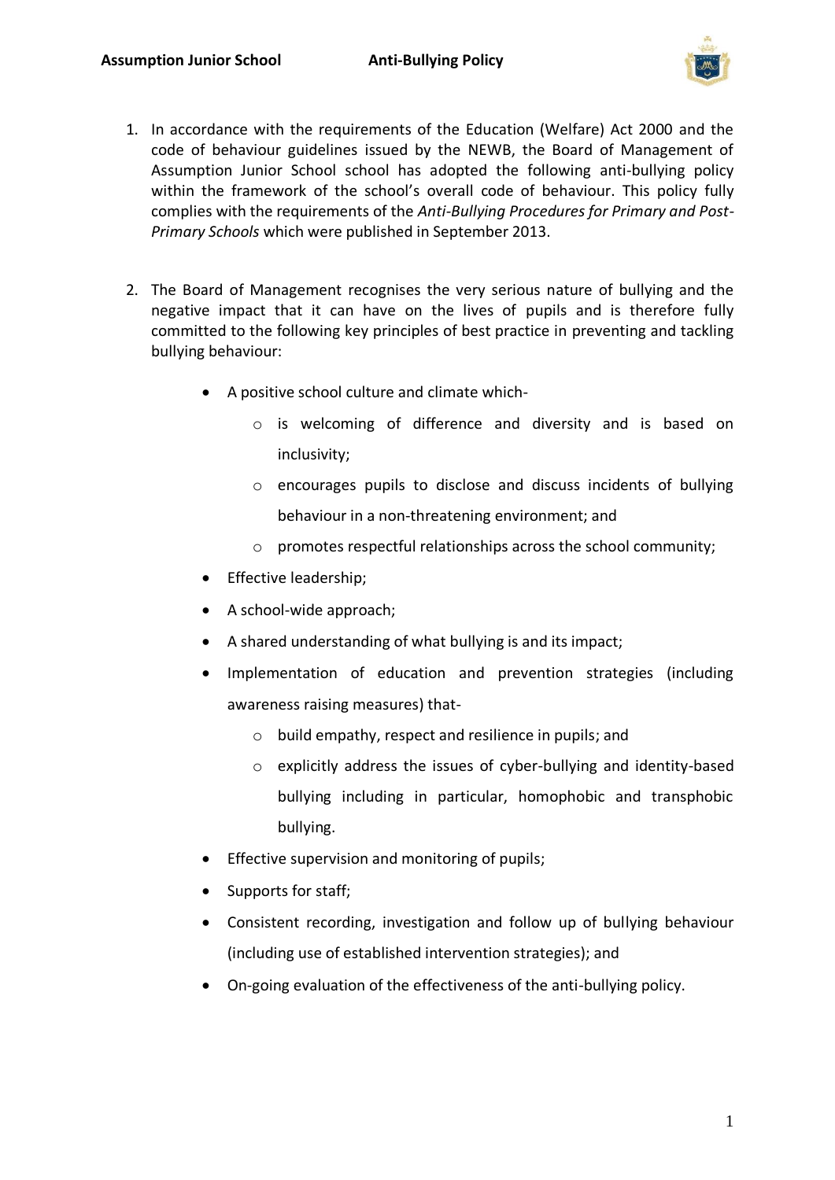1. In accordance with the requirements of the Education (Welfare) Act 2000 and the code of behaviour guidelines issued by the NEWB, the Board of Management of Assumption Junior School school has adopted the following anti-bullying policy within the framework of the school's overall code of behaviour. This policy fully complies with the requirements of the *Anti-Bullying Procedures for Primary and Post-Primary Schools* which were published in September 2013.

2. The Board of Management recognises the very serious nature of bullying and the negative impact that it can have on the lives of pupils and is therefore fully committed to the following key principles of best practice in preventing and tackling bullying behaviour:

    - A positive school culture and climate which-
        - is welcoming of difference and diversity and is based on inclusivity;
        - encourages pupils to disclose and discuss incidents of bullying behaviour in a non-threatening environment; and
        - promotes respectful relationships across the school community;
    - Effective leadership;
    - A school-wide approach;
    - A shared understanding of what bullying is and its impact;
    - Implementation of education and prevention strategies (including awareness raising measures) that-
        - build empathy, respect and resilience in pupils; and
        - explicitly address the issues of cyber-bullying and identity-based bullying including in particular, homophobic and transphobic bullying.
    - Effective supervision and monitoring of pupils;
    - Supports for staff;
    - Consistent recording, investigation and follow up of bullying behaviour (including use of established intervention strategies); and
    - On-going evaluation of the effectiveness of the anti-bullying policy.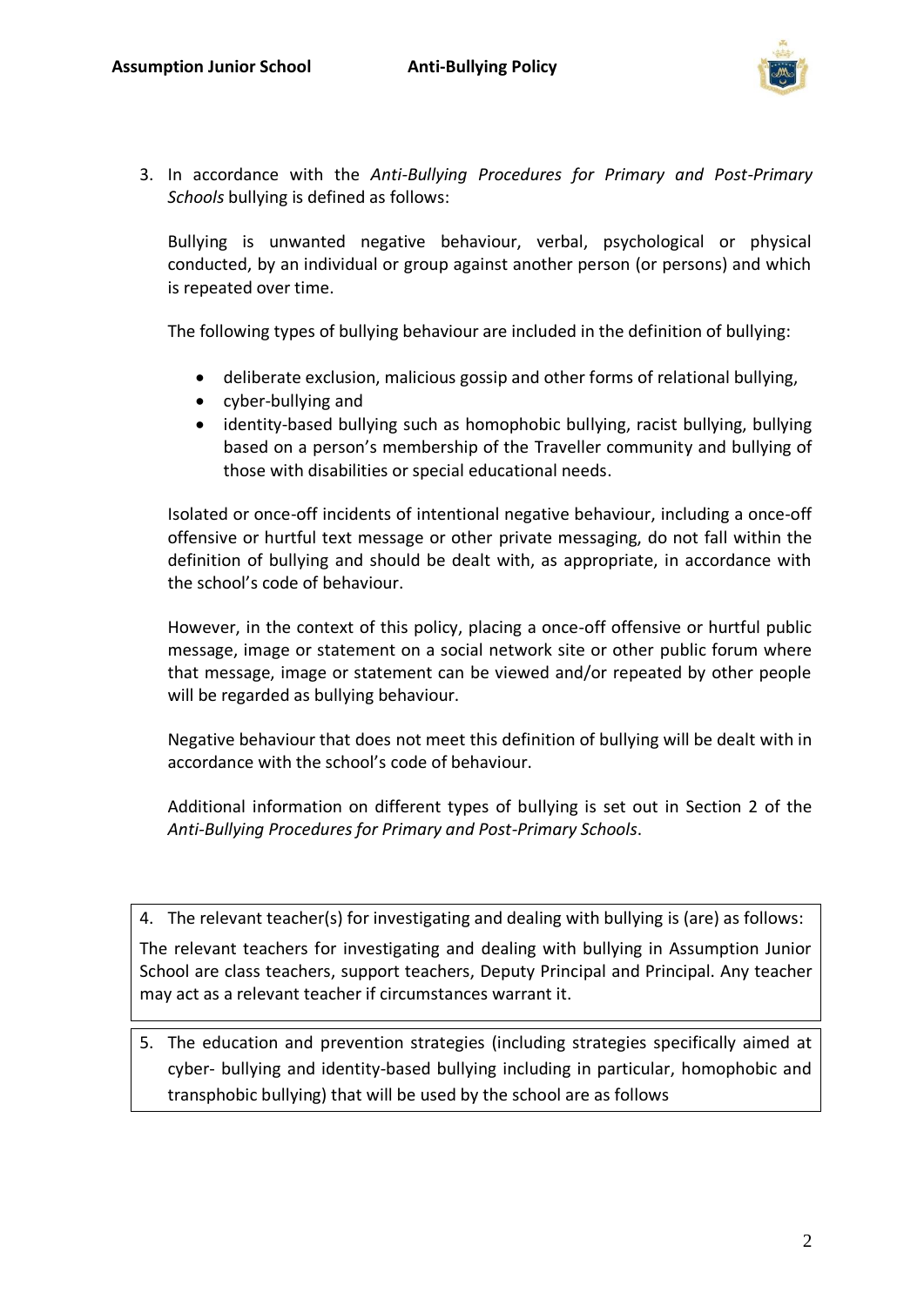3. In accordance with the *Anti-Bullying Procedures for Primary and Post-Primary Schools* bullying is defined as follows:

   Bullying is unwanted negative behaviour, verbal, psychological or physical conducted, by an individual or group against another person (or persons) and which is repeated over time.

   The following types of bullying behaviour are included in the definition of bullying:

   - deliberate exclusion, malicious gossip and other forms of relational bullying,
   - cyber-bullying and
   - identity-based bullying such as homophobic bullying, racist bullying, bullying based on a person's membership of the Traveller community and bullying of those with disabilities or special educational needs.

   Isolated or once-off incidents of intentional negative behaviour, including a once-off offensive or hurtful text message or other private messaging, do not fall within the definition of bullying and should be dealt with, as appropriate, in accordance with the school's code of behaviour.

   However, in the context of this policy, placing a once-off offensive or hurtful public message, image or statement on a social network site or other public forum where that message, image or statement can be viewed and/or repeated by other people will be regarded as bullying behaviour.

   Negative behaviour that does not meet this definition of bullying will be dealt with in accordance with the school's code of behaviour.

   Additional information on different types of bullying is set out in Section 2 of the *Anti-Bullying Procedures for Primary and Post-Primary Schools*.

4. The relevant teacher(s) for investigating and dealing with bullying is (are) as follows:

The relevant teachers for investigating and dealing with bullying in Assumption Junior School are class teachers, support teachers, Deputy Principal and Principal. Any teacher may act as a relevant teacher if circumstances warrant it.

5. The education and prevention strategies (including strategies specifically aimed at cyber- bullying and identity-based bullying including in particular, homophobic and transphobic bullying) that will be used by the school are as follows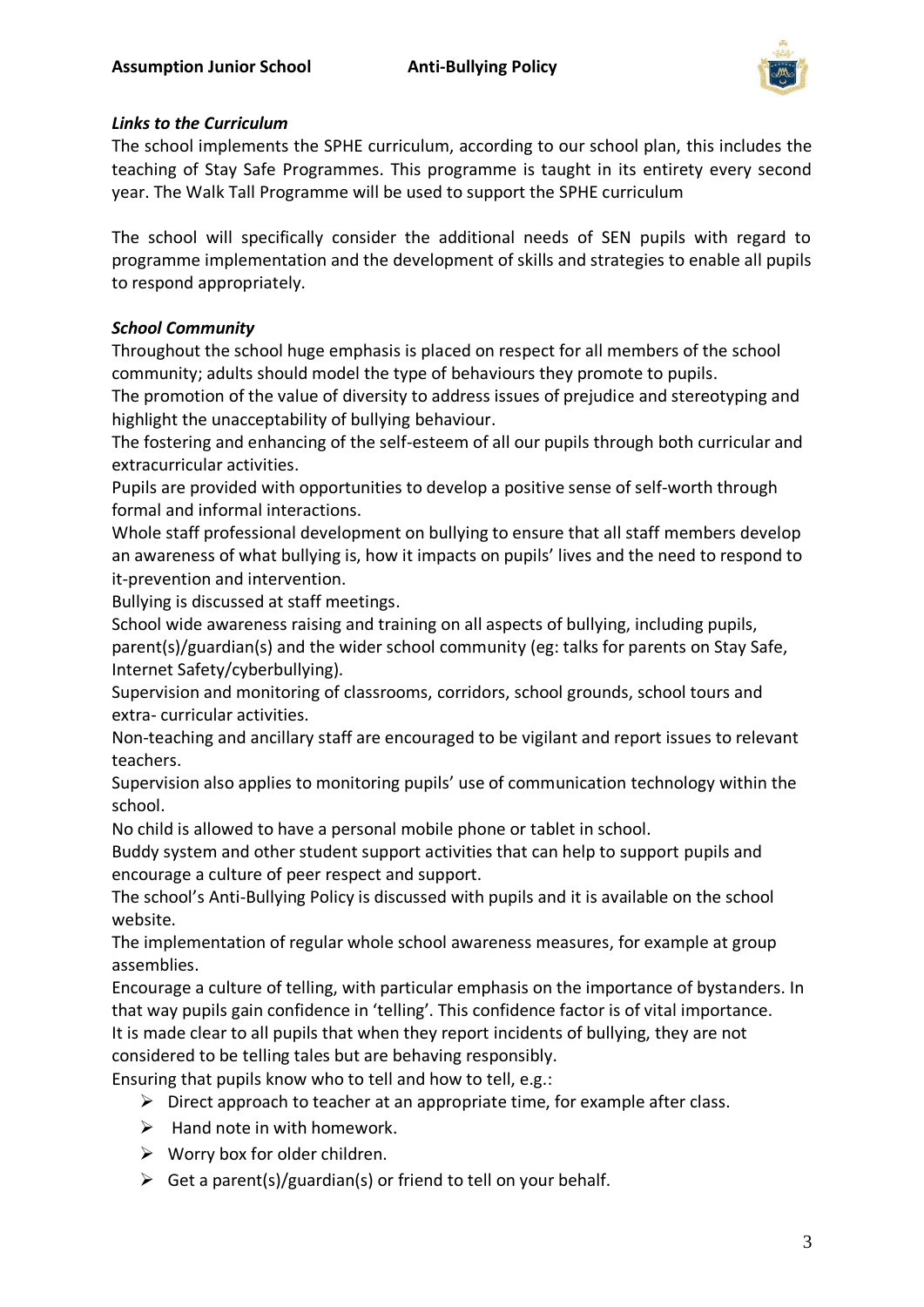### *Links to the Curriculum*

The school implements the SPHE curriculum, according to our school plan, this includes the teaching of Stay Safe Programmes. This programme is taught in its entirety every second year. The Walk Tall Programme will be used to support the SPHE curriculum

The school will specifically consider the additional needs of SEN pupils with regard to programme implementation and the development of skills and strategies to enable all pupils to respond appropriately.

### *School Community*

Throughout the school huge emphasis is placed on respect for all members of the school community; adults should model the type of behaviours they promote to pupils.

The promotion of the value of diversity to address issues of prejudice and stereotyping and highlight the unacceptability of bullying behaviour.

The fostering and enhancing of the self-esteem of all our pupils through both curricular and extracurricular activities.

Pupils are provided with opportunities to develop a positive sense of self-worth through formal and informal interactions.

Whole staff professional development on bullying to ensure that all staff members develop an awareness of what bullying is, how it impacts on pupils' lives and the need to respond to it-prevention and intervention.

Bullying is discussed at staff meetings.

School wide awareness raising and training on all aspects of bullying, including pupils, parent(s)/guardian(s) and the wider school community (eg: talks for parents on Stay Safe, Internet Safety/cyberbullying).

Supervision and monitoring of classrooms, corridors, school grounds, school tours and extra- curricular activities.

Non-teaching and ancillary staff are encouraged to be vigilant and report issues to relevant teachers.

Supervision also applies to monitoring pupils' use of communication technology within the school.

No child is allowed to have a personal mobile phone or tablet in school.

Buddy system and other student support activities that can help to support pupils and encourage a culture of peer respect and support.

The school's Anti-Bullying Policy is discussed with pupils and it is available on the school website.

The implementation of regular whole school awareness measures, for example at group assemblies.

Encourage a culture of telling, with particular emphasis on the importance of bystanders. In that way pupils gain confidence in 'telling'. This confidence factor is of vital importance.

It is made clear to all pupils that when they report incidents of bullying, they are not considered to be telling tales but are behaving responsibly.

Ensuring that pupils know who to tell and how to tell, e.g.:

- Direct approach to teacher at an appropriate time, for example after class.
- Hand note in with homework.
- Worry box for older children.
- Get a parent(s)/guardian(s) or friend to tell on your behalf.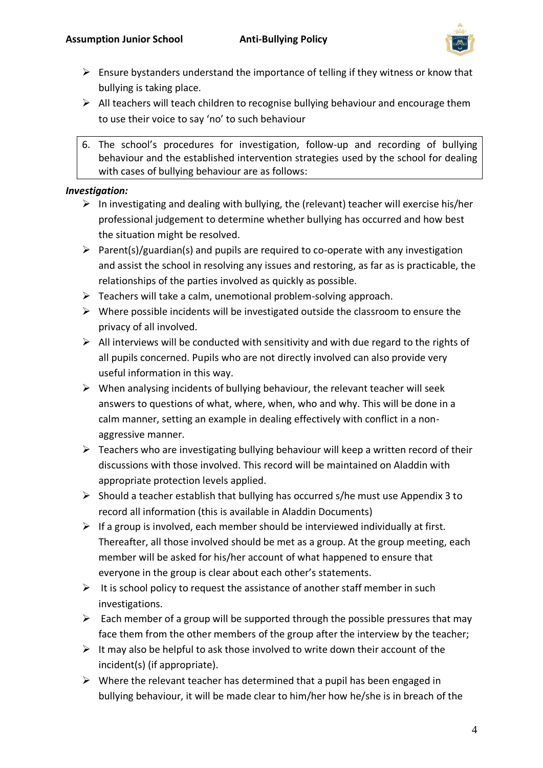- Ensure bystanders understand the importance of telling if they witness or know that bullying is taking place.
- All teachers will teach children to recognise bullying behaviour and encourage them to use their voice to say 'no' to such behaviour

6. The school's procedures for investigation, follow-up and recording of bullying behaviour and the established intervention strategies used by the school for dealing with cases of bullying behaviour are as follows:

***Investigation:***

- In investigating and dealing with bullying, the (relevant) teacher will exercise his/her professional judgement to determine whether bullying has occurred and how best the situation might be resolved.
- Parent(s)/guardian(s) and pupils are required to co-operate with any investigation and assist the school in resolving any issues and restoring, as far as is practicable, the relationships of the parties involved as quickly as possible.
- Teachers will take a calm, unemotional problem-solving approach.
- Where possible incidents will be investigated outside the classroom to ensure the privacy of all involved.
- All interviews will be conducted with sensitivity and with due regard to the rights of all pupils concerned. Pupils who are not directly involved can also provide very useful information in this way.
- When analysing incidents of bullying behaviour, the relevant teacher will seek answers to questions of what, where, when, who and why. This will be done in a calm manner, setting an example in dealing effectively with conflict in a non-aggressive manner.
- Teachers who are investigating bullying behaviour will keep a written record of their discussions with those involved. This record will be maintained on Aladdin with appropriate protection levels applied.
- Should a teacher establish that bullying has occurred s/he must use Appendix 3 to record all information (this is available in Aladdin Documents)
- If a group is involved, each member should be interviewed individually at first. Thereafter, all those involved should be met as a group. At the group meeting, each member will be asked for his/her account of what happened to ensure that everyone in the group is clear about each other's statements.
- It is school policy to request the assistance of another staff member in such investigations.
- Each member of a group will be supported through the possible pressures that may face them from the other members of the group after the interview by the teacher;
- It may also be helpful to ask those involved to write down their account of the incident(s) (if appropriate).
- Where the relevant teacher has determined that a pupil has been engaged in bullying behaviour, it will be made clear to him/her how he/she is in breach of the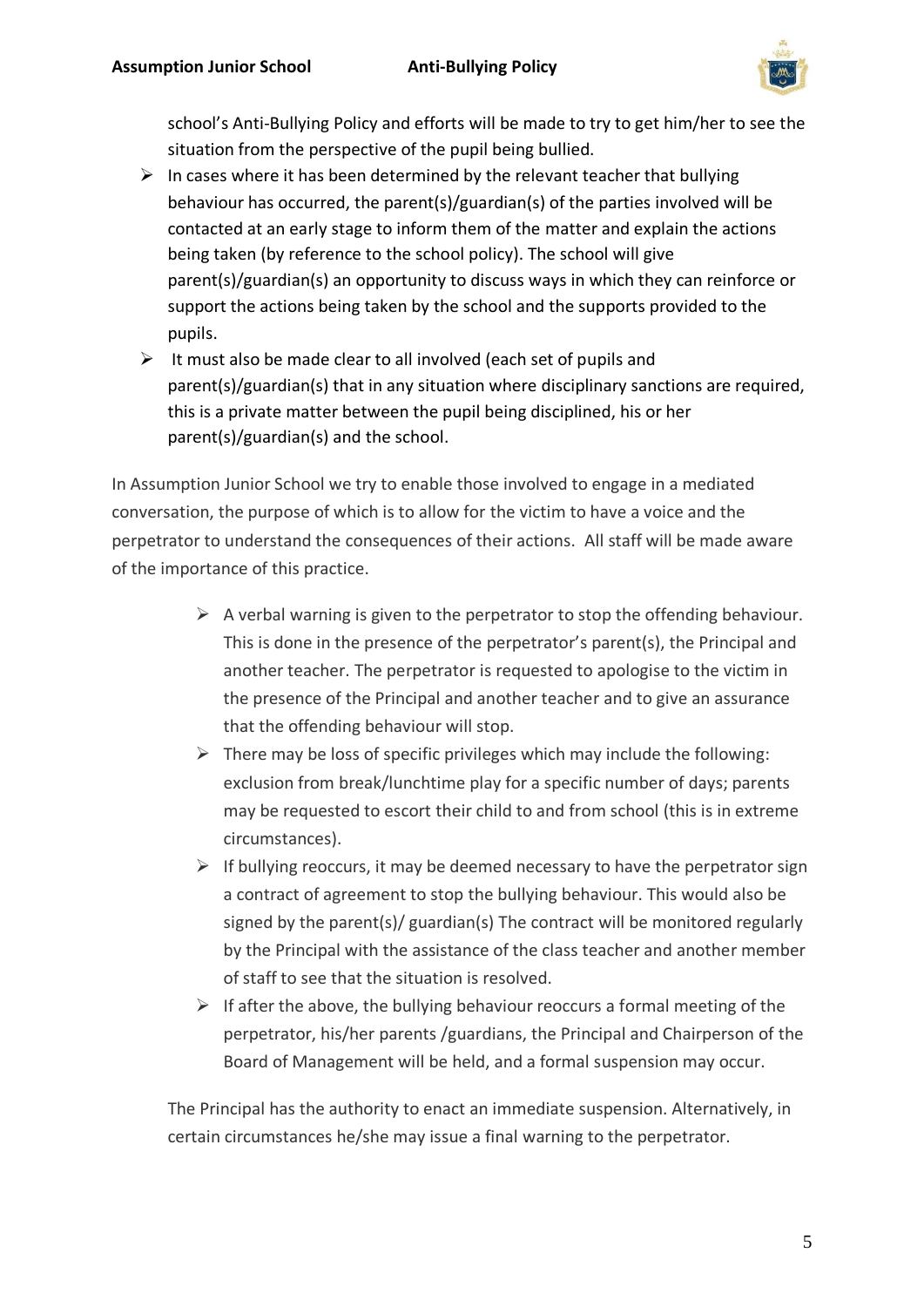school's Anti-Bullying Policy and efforts will be made to try to get him/her to see the situation from the perspective of the pupil being bullied.

- In cases where it has been determined by the relevant teacher that bullying behaviour has occurred, the parent(s)/guardian(s) of the parties involved will be contacted at an early stage to inform them of the matter and explain the actions being taken (by reference to the school policy). The school will give parent(s)/guardian(s) an opportunity to discuss ways in which they can reinforce or support the actions being taken by the school and the supports provided to the pupils.
- It must also be made clear to all involved (each set of pupils and parent(s)/guardian(s) that in any situation where disciplinary sanctions are required, this is a private matter between the pupil being disciplined, his or her parent(s)/guardian(s) and the school.

In Assumption Junior School we try to enable those involved to engage in a mediated conversation, the purpose of which is to allow for the victim to have a voice and the perpetrator to understand the consequences of their actions. All staff will be made aware of the importance of this practice.

- A verbal warning is given to the perpetrator to stop the offending behaviour. This is done in the presence of the perpetrator's parent(s), the Principal and another teacher. The perpetrator is requested to apologise to the victim in the presence of the Principal and another teacher and to give an assurance that the offending behaviour will stop.
- There may be loss of specific privileges which may include the following: exclusion from break/lunchtime play for a specific number of days; parents may be requested to escort their child to and from school (this is in extreme circumstances).
- If bullying reoccurs, it may be deemed necessary to have the perpetrator sign a contract of agreement to stop the bullying behaviour. This would also be signed by the parent(s)/ guardian(s) The contract will be monitored regularly by the Principal with the assistance of the class teacher and another member of staff to see that the situation is resolved.
- If after the above, the bullying behaviour reoccurs a formal meeting of the perpetrator, his/her parents /guardians, the Principal and Chairperson of the Board of Management will be held, and a formal suspension may occur.

The Principal has the authority to enact an immediate suspension. Alternatively, in certain circumstances he/she may issue a final warning to the perpetrator.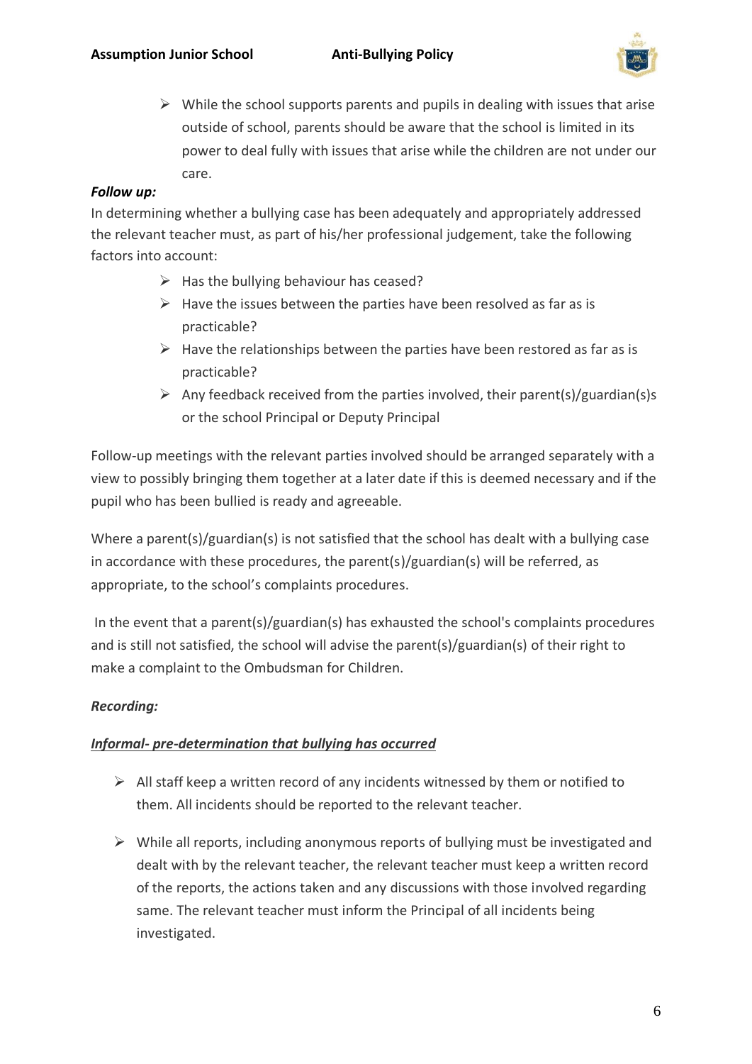- While the school supports parents and pupils in dealing with issues that arise outside of school, parents should be aware that the school is limited in its power to deal fully with issues that arise while the children are not under our care.

***Follow up:***

In determining whether a bullying case has been adequately and appropriately addressed the relevant teacher must, as part of his/her professional judgement, take the following factors into account:

- Has the bullying behaviour has ceased?
- Have the issues between the parties have been resolved as far as is practicable?
- Have the relationships between the parties have been restored as far as is practicable?
- Any feedback received from the parties involved, their parent(s)/guardian(s)s or the school Principal or Deputy Principal

Follow-up meetings with the relevant parties involved should be arranged separately with a view to possibly bringing them together at a later date if this is deemed necessary and if the pupil who has been bullied is ready and agreeable.

Where a parent(s)/guardian(s) is not satisfied that the school has dealt with a bullying case in accordance with these procedures, the parent(s)/guardian(s) will be referred, as appropriate, to the school's complaints procedures.

In the event that a parent(s)/guardian(s) has exhausted the school's complaints procedures and is still not satisfied, the school will advise the parent(s)/guardian(s) of their right to make a complaint to the Ombudsman for Children.

***Recording:***

***<u>Informal- pre-determination that bullying has occurred</u>***

- All staff keep a written record of any incidents witnessed by them or notified to them. All incidents should be reported to the relevant teacher.

- While all reports, including anonymous reports of bullying must be investigated and dealt with by the relevant teacher, the relevant teacher must keep a written record of the reports, the actions taken and any discussions with those involved regarding same. The relevant teacher must inform the Principal of all incidents being investigated.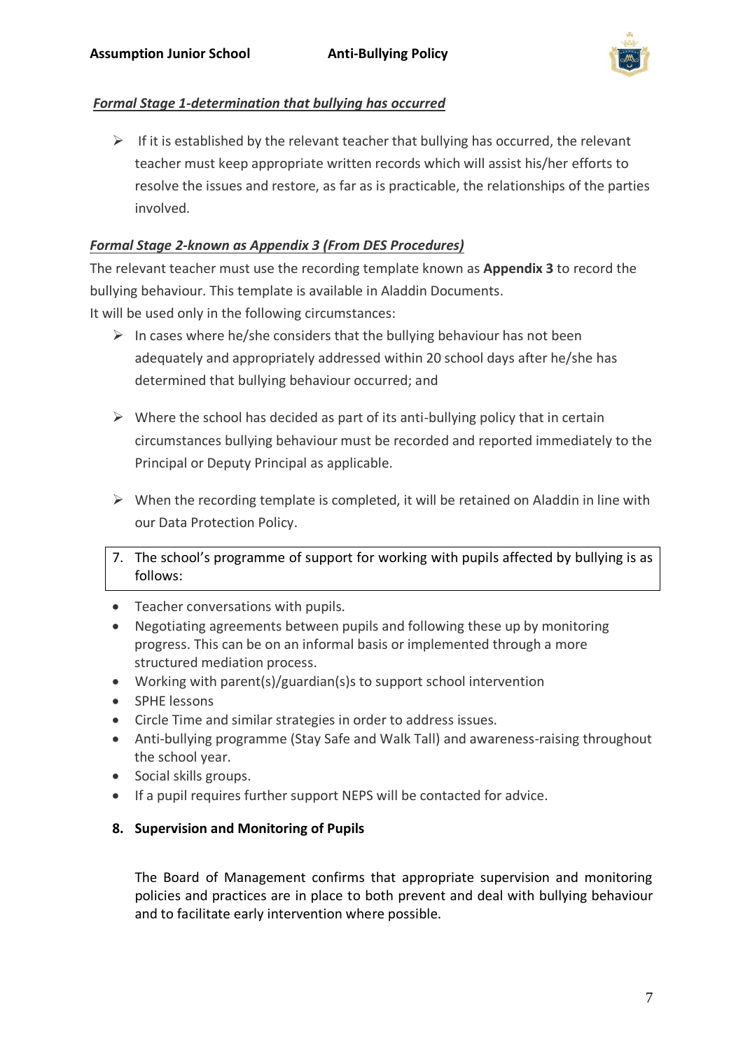***Formal Stage 1-determination that bullying has occurred***

- If it is established by the relevant teacher that bullying has occurred, the relevant teacher must keep appropriate written records which will assist his/her efforts to resolve the issues and restore, as far as is practicable, the relationships of the parties involved.

***Formal Stage 2-known as Appendix 3 (From DES Procedures)***

The relevant teacher must use the recording template known as **Appendix 3** to record the bullying behaviour. This template is available in Aladdin Documents.
It will be used only in the following circumstances:

- In cases where he/she considers that the bullying behaviour has not been adequately and appropriately addressed within 20 school days after he/she has determined that bullying behaviour occurred; and
- Where the school has decided as part of its anti-bullying policy that in certain circumstances bullying behaviour must be recorded and reported immediately to the Principal or Deputy Principal as applicable.
- When the recording template is completed, it will be retained on Aladdin in line with our Data Protection Policy.

7. The school's programme of support for working with pupils affected by bullying is as follows:

- Teacher conversations with pupils.
- Negotiating agreements between pupils and following these up by monitoring progress. This can be on an informal basis or implemented through a more structured mediation process.
- Working with parent(s)/guardian(s)s to support school intervention
- SPHE lessons
- Circle Time and similar strategies in order to address issues.
- Anti-bullying programme (Stay Safe and Walk Tall) and awareness-raising throughout the school year.
- Social skills groups.
- If a pupil requires further support NEPS will be contacted for advice.

**8. Supervision and Monitoring of Pupils**

The Board of Management confirms that appropriate supervision and monitoring policies and practices are in place to both prevent and deal with bullying behaviour and to facilitate early intervention where possible.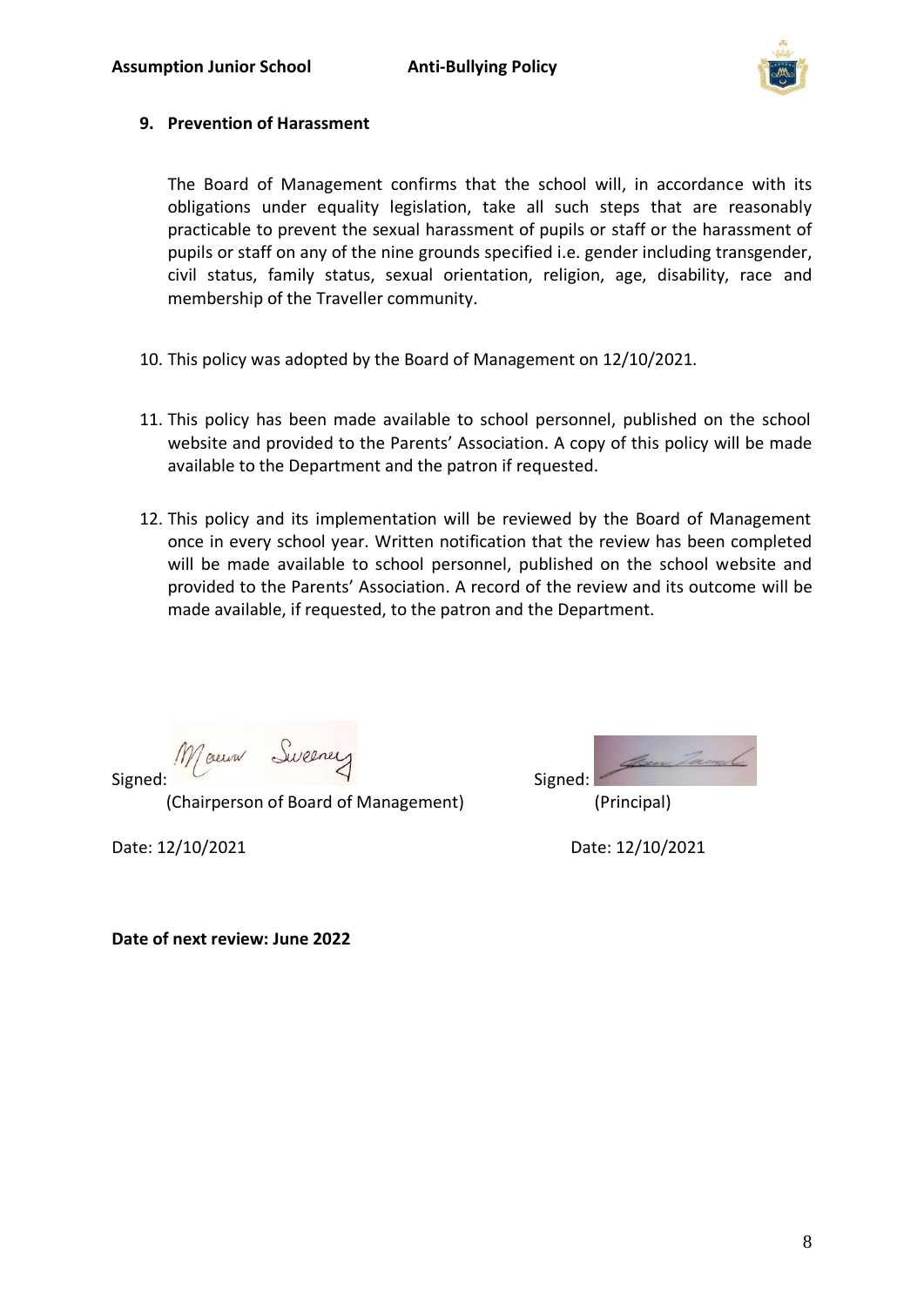**9. Prevention of Harassment**

The Board of Management confirms that the school will, in accordance with its obligations under equality legislation, take all such steps that are reasonably practicable to prevent the sexual harassment of pupils or staff or the harassment of pupils or staff on any of the nine grounds specified i.e. gender including transgender, civil status, family status, sexual orientation, religion, age, disability, race and membership of the Traveller community.

10. This policy was adopted by the Board of Management on 12/10/2021.

11. This policy has been made available to school personnel, published on the school website and provided to the Parents' Association. A copy of this policy will be made available to the Department and the patron if requested.

12. This policy and its implementation will be reviewed by the Board of Management once in every school year. Written notification that the review has been completed will be made available to school personnel, published on the school website and provided to the Parents' Association. A record of the review and its outcome will be made available, if requested, to the patron and the Department.

Signed: Maura Sweeney
(Chairperson of Board of Management)

Date: 12/10/2021

Signed:
(Principal)

Date: 12/10/2021

**Date of next review: June 2022**